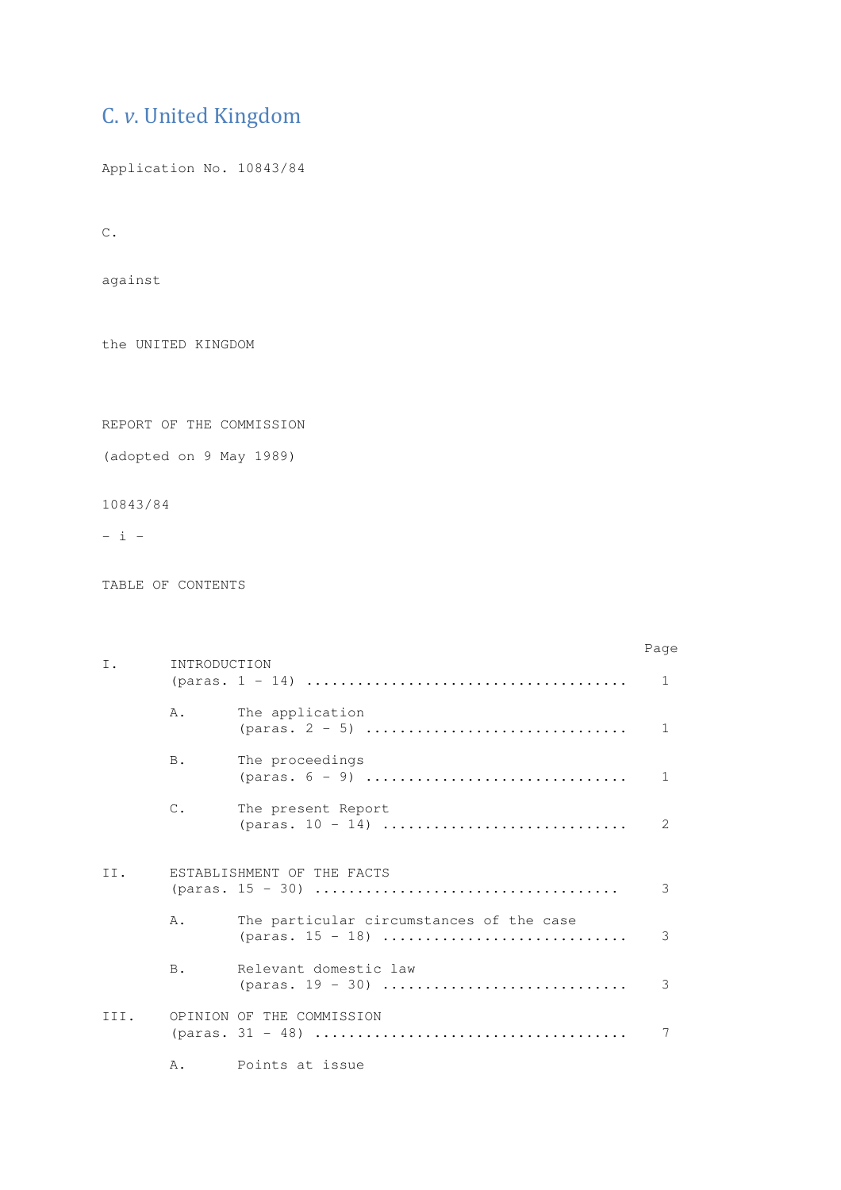# C. *v.* United Kingdom

Application No. 10843/84

C.

against

the UNITED KINGDOM

REPORT OF THE COMMISSION

(adopted on 9 May 1989)

10843/84

- i -

TABLE OF CONTENTS

| | | | Page |
|---|---|---|---|
| I. | INTRODUCTION (paras. 1 - 14) .................................... | | 1 |
| | A. | The application (paras. 2 - 5) .............................. | 1 |
| | B. | The proceedings (paras. 6 - 9) .............................. | 1 |
| | C. | The present Report (paras. 10 - 14) ............................ | 2 |
| II. | ESTABLISHMENT OF THE FACTS (paras. 15 - 30) .................................. | | 3 |
| | A. | The particular circumstances of the case (paras. 15 - 18) ............................ | 3 |
| | B. | Relevant domestic law (paras. 19 - 30) ............................ | 3 |
| III. | OPINION OF THE COMMISSION (paras. 31 - 48) .................................... | | 7 |
| | A. | Points at issue | |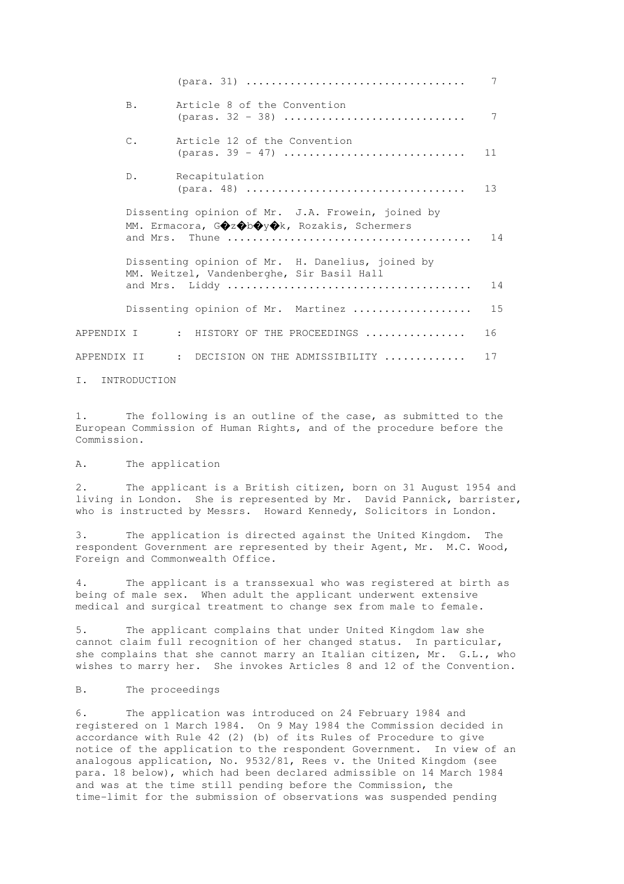| | | |
|---|---|---|
| | (para. 31) .................................. | 7 |
| B. | Article 8 of the Convention (paras. 32 - 38) ............................ | 7 |
| C. | Article 12 of the Convention (paras. 39 - 47) ............................ | 11 |
| D. | Recapitulation (para. 48) .................................. | 13 |
| | Dissenting opinion of Mr. J.A. Frowein, joined by MM. Ermacora, G�z�b�y�k, Rozakis, Schermers and Mrs. Thune ...................................... | 14 |
| | Dissenting opinion of Mr. H. Danelius, joined by MM. Weitzel, Vandenberghe, Sir Basil Hall and Mrs. Liddy ...................................... | 14 |
| | Dissenting opinion of Mr. Martinez .................. | 15 |
| APPENDIX I | : HISTORY OF THE PROCEEDINGS ................ | 16 |
| APPENDIX II | : DECISION ON THE ADMISSIBILITY ............ | 17 |

# I. INTRODUCTION

1. The following is an outline of the case, as submitted to the European Commission of Human Rights, and of the procedure before the Commission.

## A. The application

2. The applicant is a British citizen, born on 31 August 1954 and living in London. She is represented by Mr. David Pannick, barrister, who is instructed by Messrs. Howard Kennedy, Solicitors in London.

3. The application is directed against the United Kingdom. The respondent Government are represented by their Agent, Mr. M.C. Wood, Foreign and Commonwealth Office.

4. The applicant is a transsexual who was registered at birth as being of male sex. When adult the applicant underwent extensive medical and surgical treatment to change sex from male to female.

5. The applicant complains that under United Kingdom law she cannot claim full recognition of her changed status. In particular, she complains that she cannot marry an Italian citizen, Mr. G.L., who wishes to marry her. She invokes Articles 8 and 12 of the Convention.

## B. The proceedings

6. The application was introduced on 24 February 1984 and registered on 1 March 1984. On 9 May 1984 the Commission decided in accordance with Rule 42 (2) (b) of its Rules of Procedure to give notice of the application to the respondent Government. In view of an analogous application, No. 9532/81, Rees v. the United Kingdom (see para. 18 below), which had been declared admissible on 14 March 1984 and was at the time still pending before the Commission, the time-limit for the submission of observations was suspended pending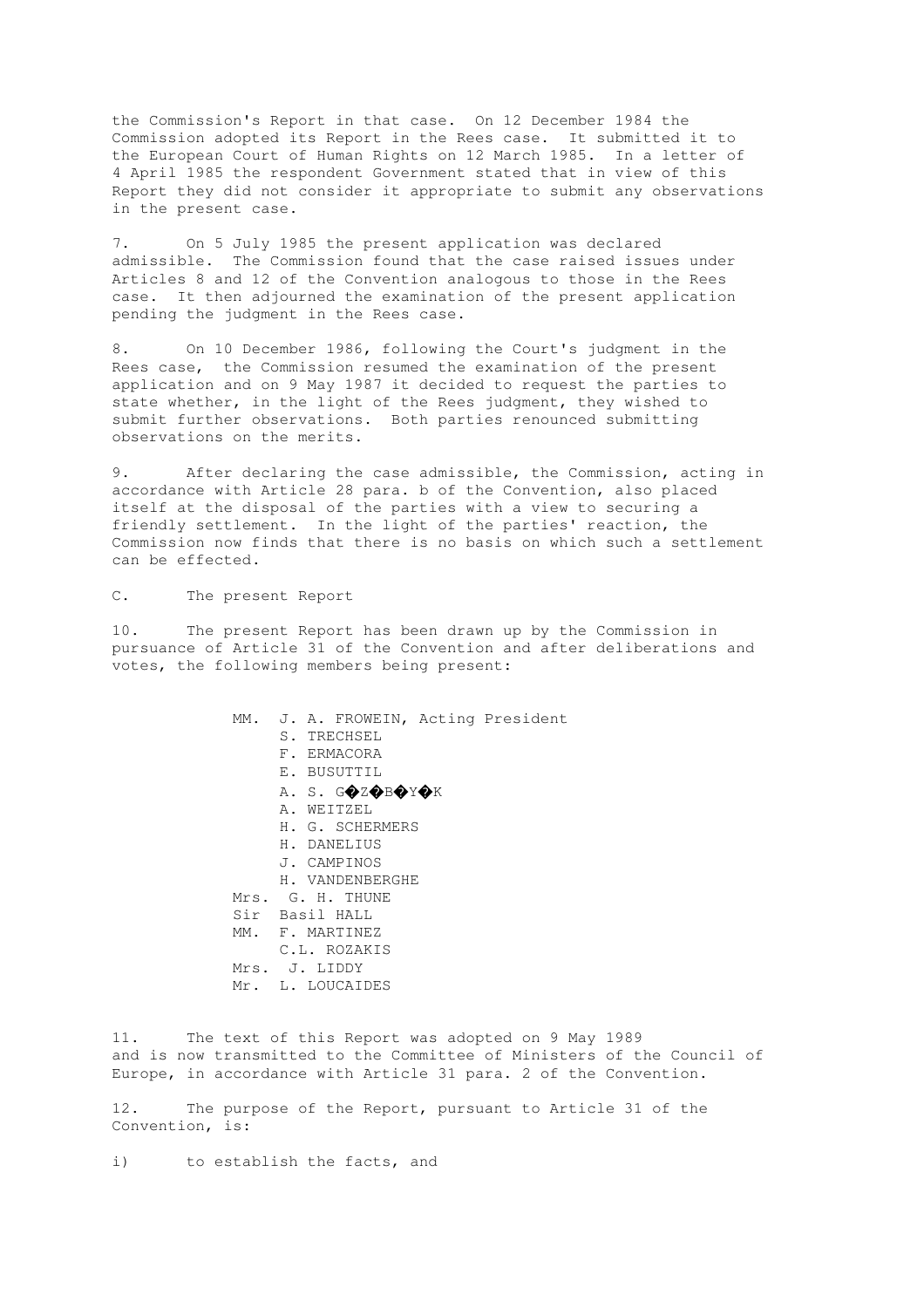the Commission's Report in that case. On 12 December 1984 the Commission adopted its Report in the Rees case. It submitted it to the European Court of Human Rights on 12 March 1985. In a letter of 4 April 1985 the respondent Government stated that in view of this Report they did not consider it appropriate to submit any observations in the present case.

7. On 5 July 1985 the present application was declared admissible. The Commission found that the case raised issues under Articles 8 and 12 of the Convention analogous to those in the Rees case. It then adjourned the examination of the present application pending the judgment in the Rees case.

8. On 10 December 1986, following the Court's judgment in the Rees case, the Commission resumed the examination of the present application and on 9 May 1987 it decided to request the parties to state whether, in the light of the Rees judgment, they wished to submit further observations. Both parties renounced submitting observations on the merits.

9. After declaring the case admissible, the Commission, acting in accordance with Article 28 para. b of the Convention, also placed itself at the disposal of the parties with a view to securing a friendly settlement. In the light of the parties' reaction, the Commission now finds that there is no basis on which such a settlement can be effected.

## C. The present Report

10. The present Report has been drawn up by the Commission in pursuance of Article 31 of the Convention and after deliberations and votes, the following members being present:

MM. J. A. FROWEIN, Acting President
S. TRECHSEL
F. ERMACORA
E. BUSUTTIL
A. S. G�Z�B�Y�K
A. WEITZEL
H. G. SCHERMERS
H. DANELIUS
J. CAMPINOS
H. VANDENBERGHE
Mrs. G. H. THUNE
Sir Basil HALL
MM. F. MARTINEZ
C.L. ROZAKIS
Mrs. J. LIDDY
Mr. L. LOUCAIDES

11. The text of this Report was adopted on 9 May 1989 and is now transmitted to the Committee of Ministers of the Council of Europe, in accordance with Article 31 para. 2 of the Convention.

12. The purpose of the Report, pursuant to Article 31 of the Convention, is:

i) to establish the facts, and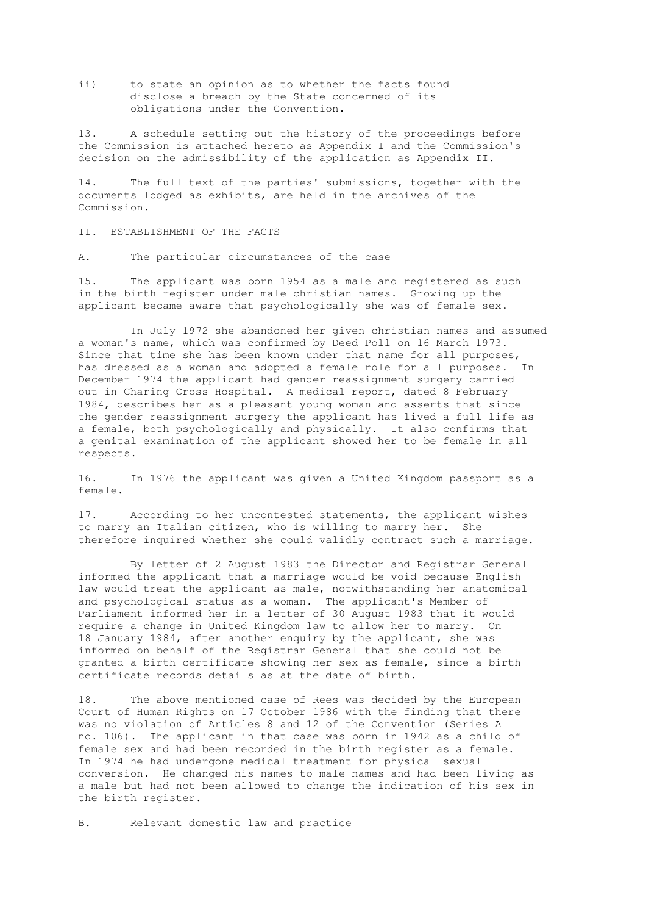ii) to state an opinion as to whether the facts found disclose a breach by the State concerned of its obligations under the Convention.

13. A schedule setting out the history of the proceedings before the Commission is attached hereto as Appendix I and the Commission's decision on the admissibility of the application as Appendix II.

14. The full text of the parties' submissions, together with the documents lodged as exhibits, are held in the archives of the Commission.

## II. ESTABLISHMENT OF THE FACTS

### A. The particular circumstances of the case

15. The applicant was born 1954 as a male and registered as such in the birth register under male christian names. Growing up the applicant became aware that psychologically she was of female sex.

In July 1972 she abandoned her given christian names and assumed a woman's name, which was confirmed by Deed Poll on 16 March 1973. Since that time she has been known under that name for all purposes, has dressed as a woman and adopted a female role for all purposes. In December 1974 the applicant had gender reassignment surgery carried out in Charing Cross Hospital. A medical report, dated 8 February 1984, describes her as a pleasant young woman and asserts that since the gender reassignment surgery the applicant has lived a full life as a female, both psychologically and physically. It also confirms that a genital examination of the applicant showed her to be female in all respects.

16. In 1976 the applicant was given a United Kingdom passport as a female.

17. According to her uncontested statements, the applicant wishes to marry an Italian citizen, who is willing to marry her. She therefore inquired whether she could validly contract such a marriage.

By letter of 2 August 1983 the Director and Registrar General informed the applicant that a marriage would be void because English law would treat the applicant as male, notwithstanding her anatomical and psychological status as a woman. The applicant's Member of Parliament informed her in a letter of 30 August 1983 that it would require a change in United Kingdom law to allow her to marry. On 18 January 1984, after another enquiry by the applicant, she was informed on behalf of the Registrar General that she could not be granted a birth certificate showing her sex as female, since a birth certificate records details as at the date of birth.

18. The above-mentioned case of Rees was decided by the European Court of Human Rights on 17 October 1986 with the finding that there was no violation of Articles 8 and 12 of the Convention (Series A no. 106). The applicant in that case was born in 1942 as a child of female sex and had been recorded in the birth register as a female. In 1974 he had undergone medical treatment for physical sexual conversion. He changed his names to male names and had been living as a male but had not been allowed to change the indication of his sex in the birth register.

### B. Relevant domestic law and practice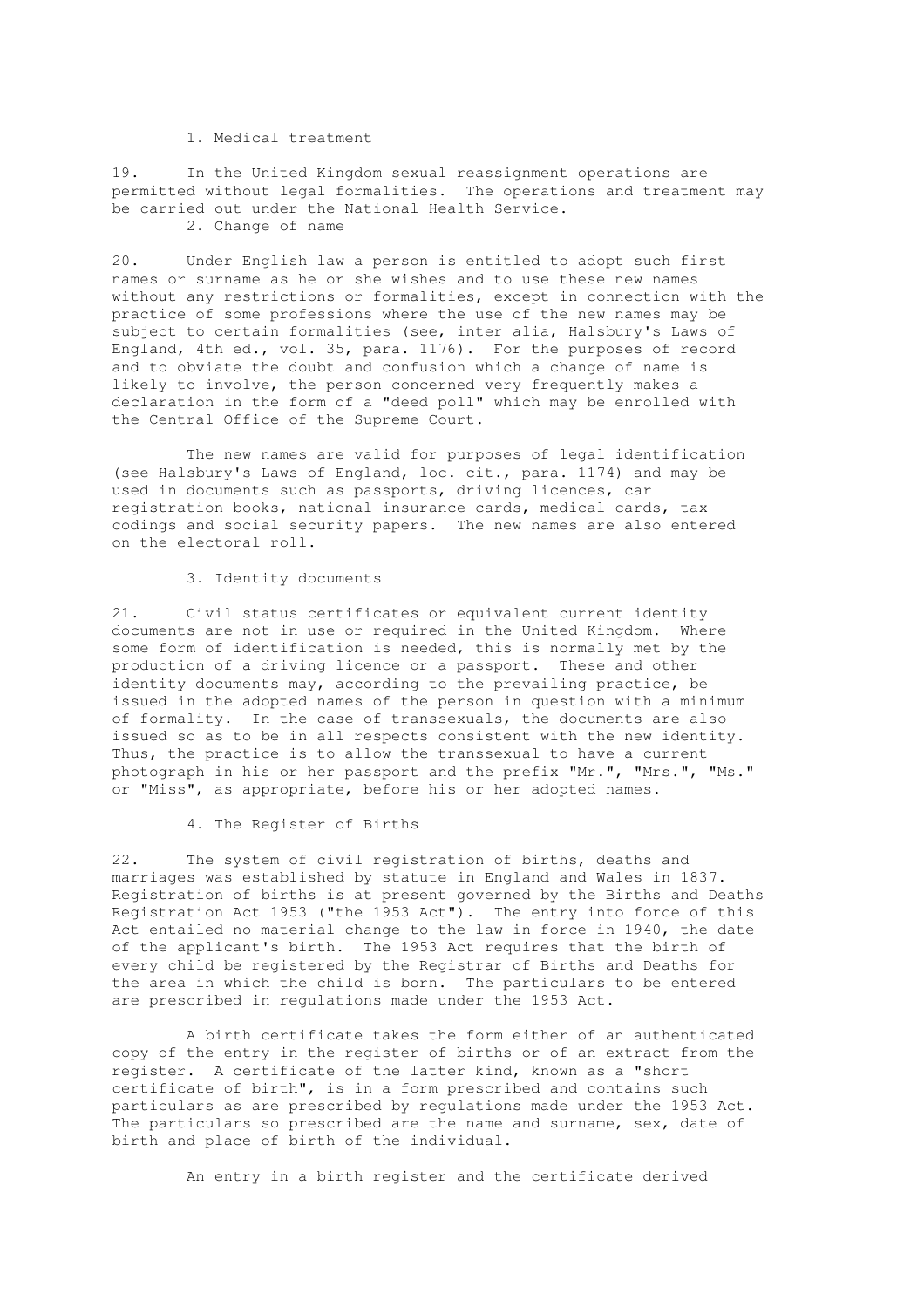### 1. Medical treatment

19. In the United Kingdom sexual reassignment operations are permitted without legal formalities. The operations and treatment may be carried out under the National Health Service.

### 2. Change of name

20. Under English law a person is entitled to adopt such first names or surname as he or she wishes and to use these new names without any restrictions or formalities, except in connection with the practice of some professions where the use of the new names may be subject to certain formalities (see, inter alia, Halsbury's Laws of England, 4th ed., vol. 35, para. 1176). For the purposes of record and to obviate the doubt and confusion which a change of name is likely to involve, the person concerned very frequently makes a declaration in the form of a "deed poll" which may be enrolled with the Central Office of the Supreme Court.

The new names are valid for purposes of legal identification (see Halsbury's Laws of England, loc. cit., para. 1174) and may be used in documents such as passports, driving licences, car registration books, national insurance cards, medical cards, tax codings and social security papers. The new names are also entered on the electoral roll.

### 3. Identity documents

21. Civil status certificates or equivalent current identity documents are not in use or required in the United Kingdom. Where some form of identification is needed, this is normally met by the production of a driving licence or a passport. These and other identity documents may, according to the prevailing practice, be issued in the adopted names of the person in question with a minimum of formality. In the case of transsexuals, the documents are also issued so as to be in all respects consistent with the new identity. Thus, the practice is to allow the transsexual to have a current photograph in his or her passport and the prefix "Mr.", "Mrs.", "Ms." or "Miss", as appropriate, before his or her adopted names.

### 4. The Register of Births

22. The system of civil registration of births, deaths and marriages was established by statute in England and Wales in 1837. Registration of births is at present governed by the Births and Deaths Registration Act 1953 ("the 1953 Act"). The entry into force of this Act entailed no material change to the law in force in 1940, the date of the applicant's birth. The 1953 Act requires that the birth of every child be registered by the Registrar of Births and Deaths for the area in which the child is born. The particulars to be entered are prescribed in regulations made under the 1953 Act.

A birth certificate takes the form either of an authenticated copy of the entry in the register of births or of an extract from the register. A certificate of the latter kind, known as a "short certificate of birth", is in a form prescribed and contains such particulars as are prescribed by regulations made under the 1953 Act. The particulars so prescribed are the name and surname, sex, date of birth and place of birth of the individual.

An entry in a birth register and the certificate derived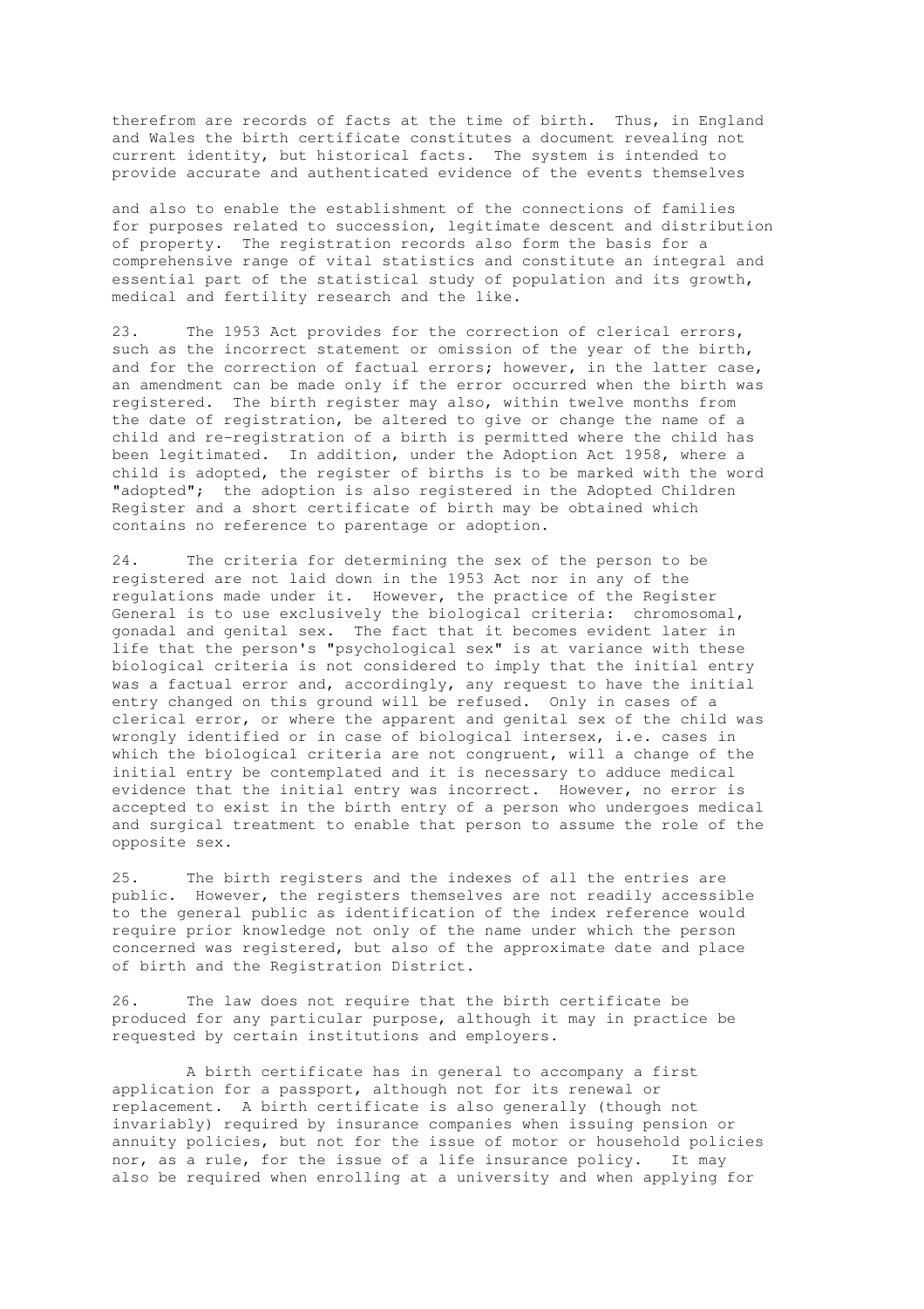therefrom are records of facts at the time of birth. Thus, in England and Wales the birth certificate constitutes a document revealing not current identity, but historical facts. The system is intended to provide accurate and authenticated evidence of the events themselves

and also to enable the establishment of the connections of families for purposes related to succession, legitimate descent and distribution of property. The registration records also form the basis for a comprehensive range of vital statistics and constitute an integral and essential part of the statistical study of population and its growth, medical and fertility research and the like.

23. The 1953 Act provides for the correction of clerical errors, such as the incorrect statement or omission of the year of the birth, and for the correction of factual errors; however, in the latter case, an amendment can be made only if the error occurred when the birth was registered. The birth register may also, within twelve months from the date of registration, be altered to give or change the name of a child and re-registration of a birth is permitted where the child has been legitimated. In addition, under the Adoption Act 1958, where a child is adopted, the register of births is to be marked with the word "adopted"; the adoption is also registered in the Adopted Children Register and a short certificate of birth may be obtained which contains no reference to parentage or adoption.

24. The criteria for determining the sex of the person to be registered are not laid down in the 1953 Act nor in any of the regulations made under it. However, the practice of the Register General is to use exclusively the biological criteria: chromosomal, gonadal and genital sex. The fact that it becomes evident later in life that the person's "psychological sex" is at variance with these biological criteria is not considered to imply that the initial entry was a factual error and, accordingly, any request to have the initial entry changed on this ground will be refused. Only in cases of a clerical error, or where the apparent and genital sex of the child was wrongly identified or in case of biological intersex, i.e. cases in which the biological criteria are not congruent, will a change of the initial entry be contemplated and it is necessary to adduce medical evidence that the initial entry was incorrect. However, no error is accepted to exist in the birth entry of a person who undergoes medical and surgical treatment to enable that person to assume the role of the opposite sex.

25. The birth registers and the indexes of all the entries are public. However, the registers themselves are not readily accessible to the general public as identification of the index reference would require prior knowledge not only of the name under which the person concerned was registered, but also of the approximate date and place of birth and the Registration District.

26. The law does not require that the birth certificate be produced for any particular purpose, although it may in practice be requested by certain institutions and employers.

A birth certificate has in general to accompany a first application for a passport, although not for its renewal or replacement. A birth certificate is also generally (though not invariably) required by insurance companies when issuing pension or annuity policies, but not for the issue of motor or household policies nor, as a rule, for the issue of a life insurance policy. It may also be required when enrolling at a university and when applying for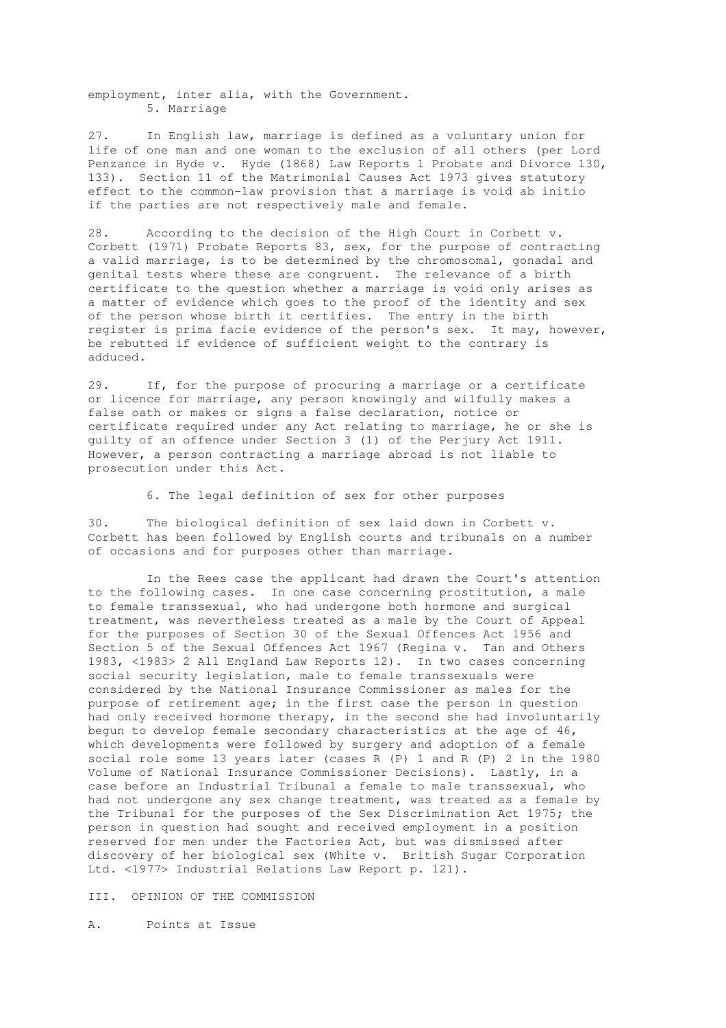employment, inter alia, with the Government.

### 5. Marriage

27. In English law, marriage is defined as a voluntary union for life of one man and one woman to the exclusion of all others (per Lord Penzance in Hyde v. Hyde (1868) Law Reports 1 Probate and Divorce 130, 133). Section 11 of the Matrimonial Causes Act 1973 gives statutory effect to the common-law provision that a marriage is void ab initio if the parties are not respectively male and female.

28. According to the decision of the High Court in Corbett v. Corbett (1971) Probate Reports 83, sex, for the purpose of contracting a valid marriage, is to be determined by the chromosomal, gonadal and genital tests where these are congruent. The relevance of a birth certificate to the question whether a marriage is void only arises as a matter of evidence which goes to the proof of the identity and sex of the person whose birth it certifies. The entry in the birth register is prima facie evidence of the person's sex. It may, however, be rebutted if evidence of sufficient weight to the contrary is adduced.

29. If, for the purpose of procuring a marriage or a certificate or licence for marriage, any person knowingly and wilfully makes a false oath or makes or signs a false declaration, notice or certificate required under any Act relating to marriage, he or she is guilty of an offence under Section 3 (1) of the Perjury Act 1911. However, a person contracting a marriage abroad is not liable to prosecution under this Act.

### 6. The legal definition of sex for other purposes

30. The biological definition of sex laid down in Corbett v. Corbett has been followed by English courts and tribunals on a number of occasions and for purposes other than marriage.

In the Rees case the applicant had drawn the Court's attention to the following cases. In one case concerning prostitution, a male to female transsexual, who had undergone both hormone and surgical treatment, was nevertheless treated as a male by the Court of Appeal for the purposes of Section 30 of the Sexual Offences Act 1956 and Section 5 of the Sexual Offences Act 1967 (Regina v. Tan and Others 1983, <1983> 2 All England Law Reports 12). In two cases concerning social security legislation, male to female transsexuals were considered by the National Insurance Commissioner as males for the purpose of retirement age; in the first case the person in question had only received hormone therapy, in the second she had involuntarily begun to develop female secondary characteristics at the age of 46, which developments were followed by surgery and adoption of a female social role some 13 years later (cases R (P) 1 and R (P) 2 in the 1980 Volume of National Insurance Commissioner Decisions). Lastly, in a case before an Industrial Tribunal a female to male transsexual, who had not undergone any sex change treatment, was treated as a female by the Tribunal for the purposes of the Sex Discrimination Act 1975; the person in question had sought and received employment in a position reserved for men under the Factories Act, but was dismissed after discovery of her biological sex (White v. British Sugar Corporation Ltd. <1977> Industrial Relations Law Report p. 121).

## III. OPINION OF THE COMMISSION

### A. Points at Issue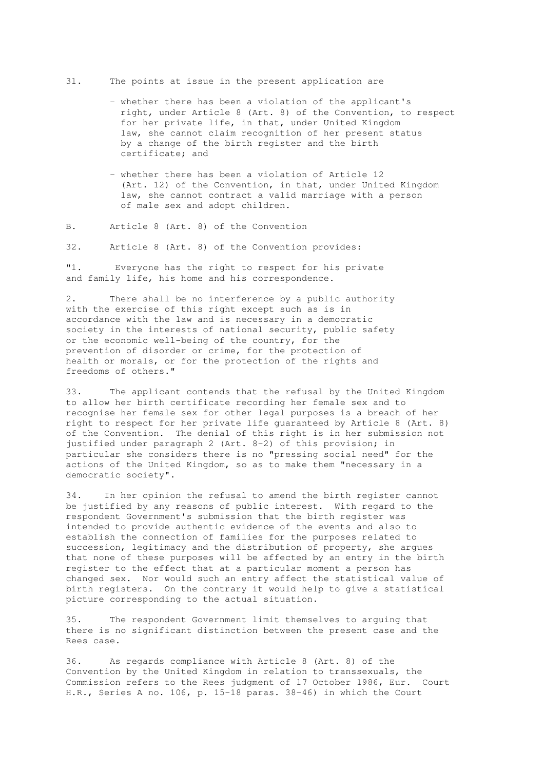31. The points at issue in the present application are

- whether there has been a violation of the applicant's right, under Article 8 (Art. 8) of the Convention, to respect for her private life, in that, under United Kingdom law, she cannot claim recognition of her present status by a change of the birth register and the birth certificate; and

- whether there has been a violation of Article 12 (Art. 12) of the Convention, in that, under United Kingdom law, she cannot contract a valid marriage with a person of male sex and adopt children.

## B. Article 8 (Art. 8) of the Convention

32. Article 8 (Art. 8) of the Convention provides:

"1. Everyone has the right to respect for his private and family life, his home and his correspondence.

2. There shall be no interference by a public authority with the exercise of this right except such as is in accordance with the law and is necessary in a democratic society in the interests of national security, public safety or the economic well-being of the country, for the prevention of disorder or crime, for the protection of health or morals, or for the protection of the rights and freedoms of others."

33. The applicant contends that the refusal by the United Kingdom to allow her birth certificate recording her female sex and to recognise her female sex for other legal purposes is a breach of her right to respect for her private life guaranteed by Article 8 (Art. 8) of the Convention. The denial of this right is in her submission not justified under paragraph 2 (Art. 8-2) of this provision; in particular she considers there is no "pressing social need" for the actions of the United Kingdom, so as to make them "necessary in a democratic society".

34. In her opinion the refusal to amend the birth register cannot be justified by any reasons of public interest. With regard to the respondent Government's submission that the birth register was intended to provide authentic evidence of the events and also to establish the connection of families for the purposes related to succession, legitimacy and the distribution of property, she argues that none of these purposes will be affected by an entry in the birth register to the effect that at a particular moment a person has changed sex. Nor would such an entry affect the statistical value of birth registers. On the contrary it would help to give a statistical picture corresponding to the actual situation.

35. The respondent Government limit themselves to arguing that there is no significant distinction between the present case and the Rees case.

36. As regards compliance with Article 8 (Art. 8) of the Convention by the United Kingdom in relation to transsexuals, the Commission refers to the Rees judgment of 17 October 1986, Eur. Court H.R., Series A no. 106, p. 15-18 paras. 38-46) in which the Court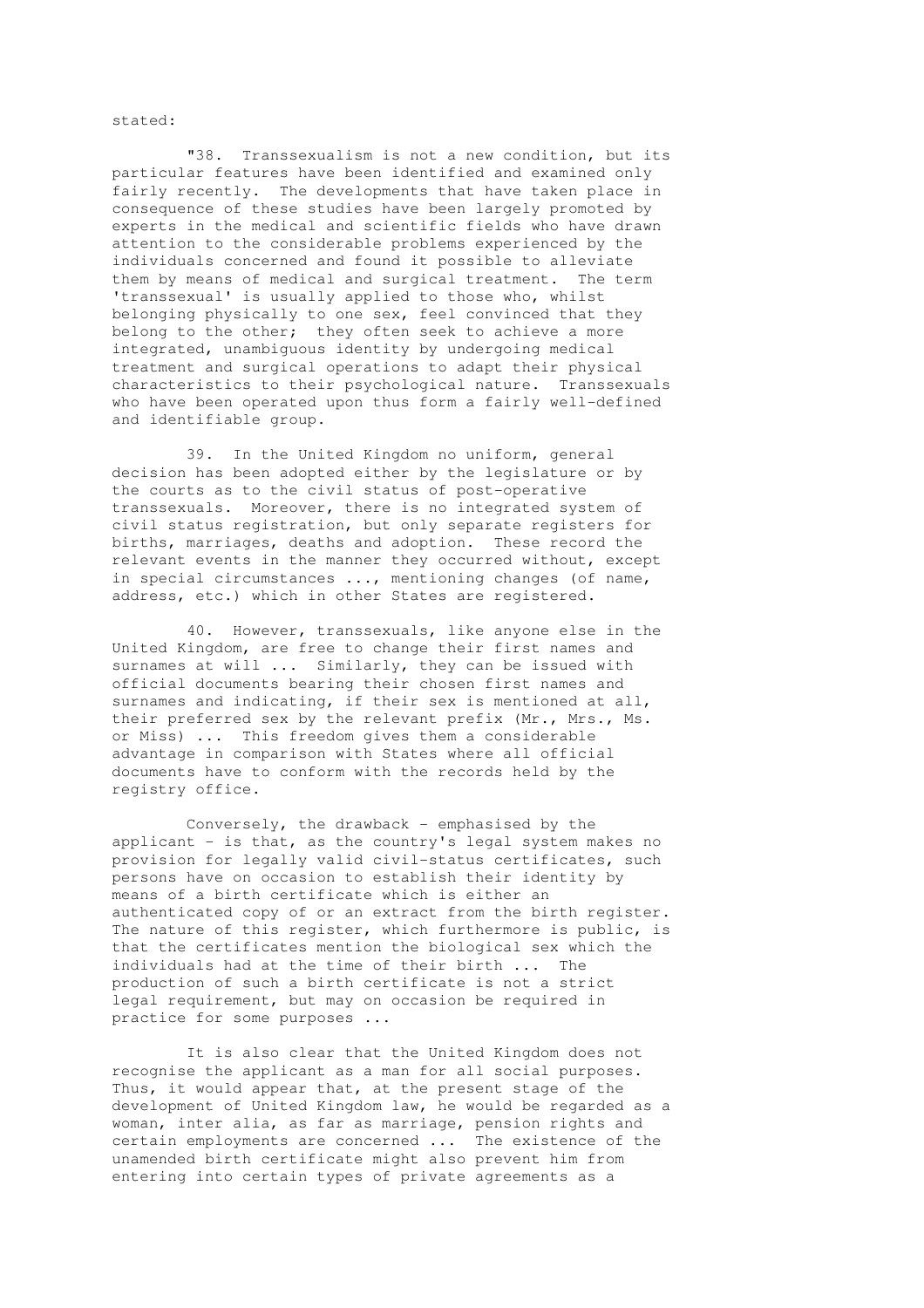stated:

"38. Transsexualism is not a new condition, but its particular features have been identified and examined only fairly recently. The developments that have taken place in consequence of these studies have been largely promoted by experts in the medical and scientific fields who have drawn attention to the considerable problems experienced by the individuals concerned and found it possible to alleviate them by means of medical and surgical treatment. The term 'transsexual' is usually applied to those who, whilst belonging physically to one sex, feel convinced that they belong to the other; they often seek to achieve a more integrated, unambiguous identity by undergoing medical treatment and surgical operations to adapt their physical characteristics to their psychological nature. Transsexuals who have been operated upon thus form a fairly well-defined and identifiable group.

39. In the United Kingdom no uniform, general decision has been adopted either by the legislature or by the courts as to the civil status of post-operative transsexuals. Moreover, there is no integrated system of civil status registration, but only separate registers for births, marriages, deaths and adoption. These record the relevant events in the manner they occurred without, except in special circumstances ..., mentioning changes (of name, address, etc.) which in other States are registered.

40. However, transsexuals, like anyone else in the United Kingdom, are free to change their first names and surnames at will ... Similarly, they can be issued with official documents bearing their chosen first names and surnames and indicating, if their sex is mentioned at all, their preferred sex by the relevant prefix (Mr., Mrs., Ms. or Miss) ... This freedom gives them a considerable advantage in comparison with States where all official documents have to conform with the records held by the registry office.

Conversely, the drawback - emphasised by the applicant - is that, as the country's legal system makes no provision for legally valid civil-status certificates, such persons have on occasion to establish their identity by means of a birth certificate which is either an authenticated copy of or an extract from the birth register. The nature of this register, which furthermore is public, is that the certificates mention the biological sex which the individuals had at the time of their birth ... The production of such a birth certificate is not a strict legal requirement, but may on occasion be required in practice for some purposes ...

It is also clear that the United Kingdom does not recognise the applicant as a man for all social purposes. Thus, it would appear that, at the present stage of the development of United Kingdom law, he would be regarded as a woman, inter alia, as far as marriage, pension rights and certain employments are concerned ... The existence of the unamended birth certificate might also prevent him from entering into certain types of private agreements as a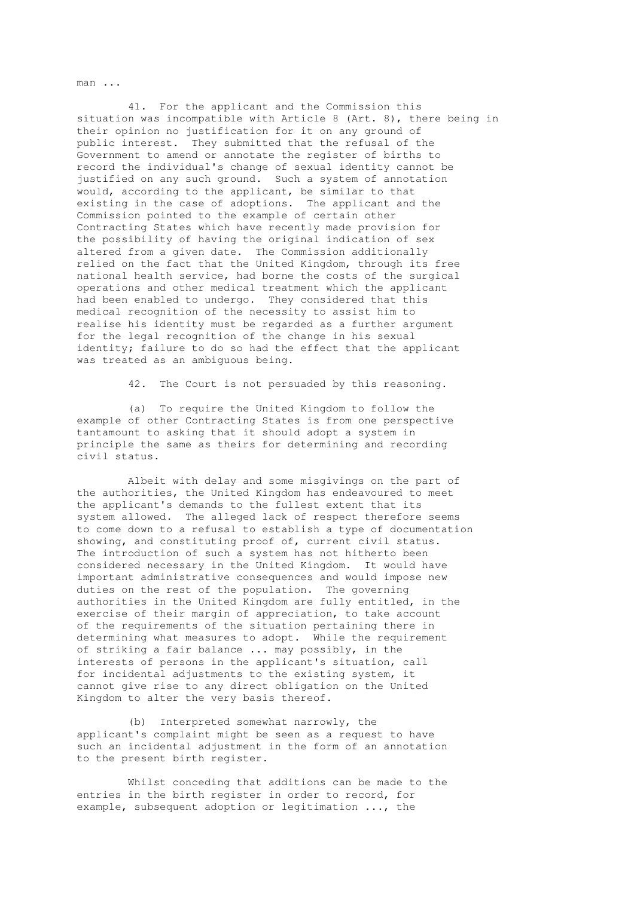man ...

41. For the applicant and the Commission this situation was incompatible with Article 8 (Art. 8), there being in their opinion no justification for it on any ground of public interest. They submitted that the refusal of the Government to amend or annotate the register of births to record the individual's change of sexual identity cannot be justified on any such ground. Such a system of annotation would, according to the applicant, be similar to that existing in the case of adoptions. The applicant and the Commission pointed to the example of certain other Contracting States which have recently made provision for the possibility of having the original indication of sex altered from a given date. The Commission additionally relied on the fact that the United Kingdom, through its free national health service, had borne the costs of the surgical operations and other medical treatment which the applicant had been enabled to undergo. They considered that this medical recognition of the necessity to assist him to realise his identity must be regarded as a further argument for the legal recognition of the change in his sexual identity; failure to do so had the effect that the applicant was treated as an ambiguous being.

42. The Court is not persuaded by this reasoning.

(a) To require the United Kingdom to follow the example of other Contracting States is from one perspective tantamount to asking that it should adopt a system in principle the same as theirs for determining and recording civil status.

Albeit with delay and some misgivings on the part of the authorities, the United Kingdom has endeavoured to meet the applicant's demands to the fullest extent that its system allowed. The alleged lack of respect therefore seems to come down to a refusal to establish a type of documentation showing, and constituting proof of, current civil status. The introduction of such a system has not hitherto been considered necessary in the United Kingdom. It would have important administrative consequences and would impose new duties on the rest of the population. The governing authorities in the United Kingdom are fully entitled, in the exercise of their margin of appreciation, to take account of the requirements of the situation pertaining there in determining what measures to adopt. While the requirement of striking a fair balance ... may possibly, in the interests of persons in the applicant's situation, call for incidental adjustments to the existing system, it cannot give rise to any direct obligation on the United Kingdom to alter the very basis thereof.

(b) Interpreted somewhat narrowly, the applicant's complaint might be seen as a request to have such an incidental adjustment in the form of an annotation to the present birth register.

Whilst conceding that additions can be made to the entries in the birth register in order to record, for example, subsequent adoption or legitimation ..., the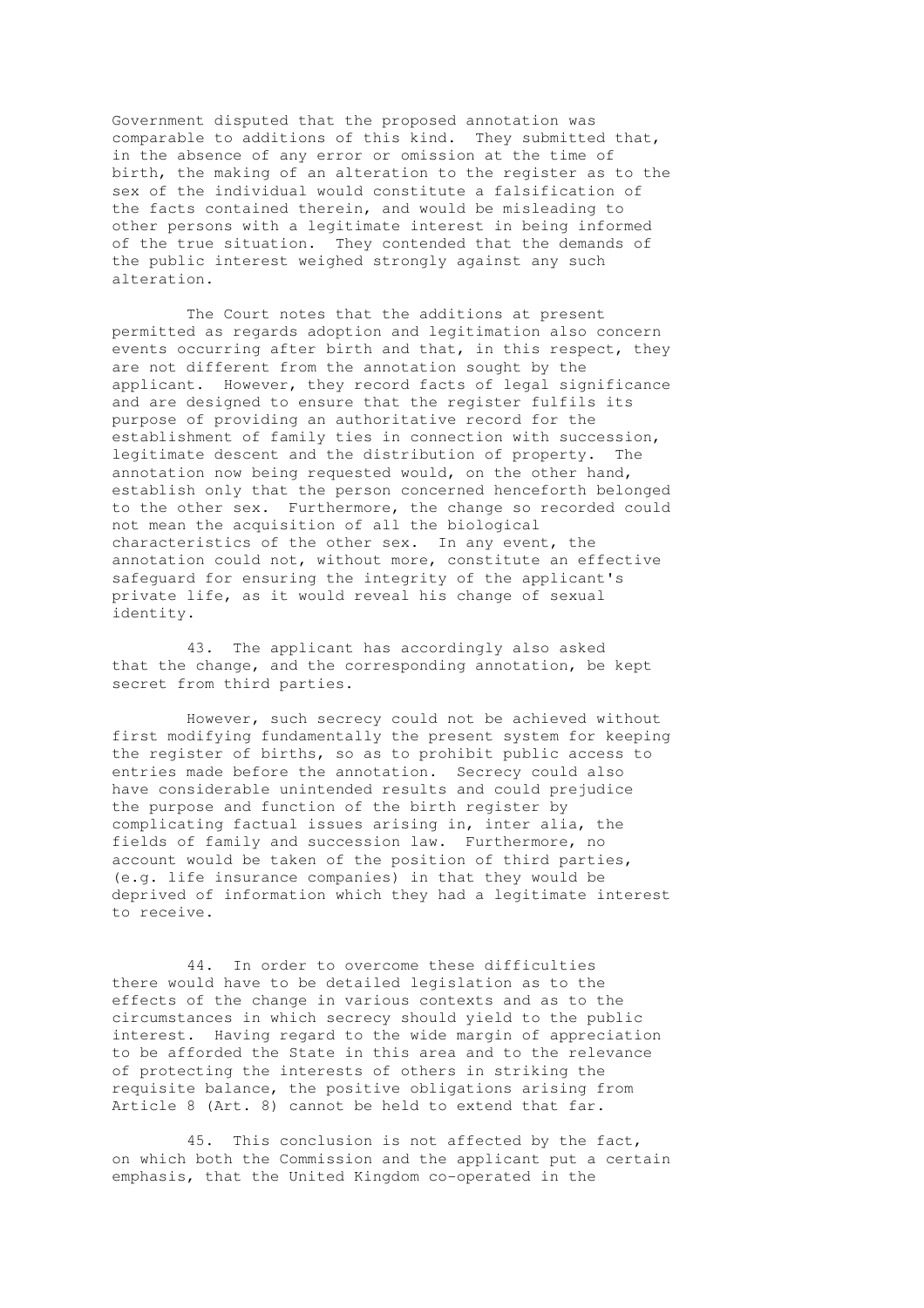Government disputed that the proposed annotation was comparable to additions of this kind. They submitted that, in the absence of any error or omission at the time of birth, the making of an alteration to the register as to the sex of the individual would constitute a falsification of the facts contained therein, and would be misleading to other persons with a legitimate interest in being informed of the true situation. They contended that the demands of the public interest weighed strongly against any such alteration.

The Court notes that the additions at present permitted as regards adoption and legitimation also concern events occurring after birth and that, in this respect, they are not different from the annotation sought by the applicant. However, they record facts of legal significance and are designed to ensure that the register fulfils its purpose of providing an authoritative record for the establishment of family ties in connection with succession, legitimate descent and the distribution of property. The annotation now being requested would, on the other hand, establish only that the person concerned henceforth belonged to the other sex. Furthermore, the change so recorded could not mean the acquisition of all the biological characteristics of the other sex. In any event, the annotation could not, without more, constitute an effective safeguard for ensuring the integrity of the applicant's private life, as it would reveal his change of sexual identity.

43. The applicant has accordingly also asked that the change, and the corresponding annotation, be kept secret from third parties.

However, such secrecy could not be achieved without first modifying fundamentally the present system for keeping the register of births, so as to prohibit public access to entries made before the annotation. Secrecy could also have considerable unintended results and could prejudice the purpose and function of the birth register by complicating factual issues arising in, inter alia, the fields of family and succession law. Furthermore, no account would be taken of the position of third parties, (e.g. life insurance companies) in that they would be deprived of information which they had a legitimate interest to receive.

44. In order to overcome these difficulties there would have to be detailed legislation as to the effects of the change in various contexts and as to the circumstances in which secrecy should yield to the public interest. Having regard to the wide margin of appreciation to be afforded the State in this area and to the relevance of protecting the interests of others in striking the requisite balance, the positive obligations arising from Article 8 (Art. 8) cannot be held to extend that far.

45. This conclusion is not affected by the fact, on which both the Commission and the applicant put a certain emphasis, that the United Kingdom co-operated in the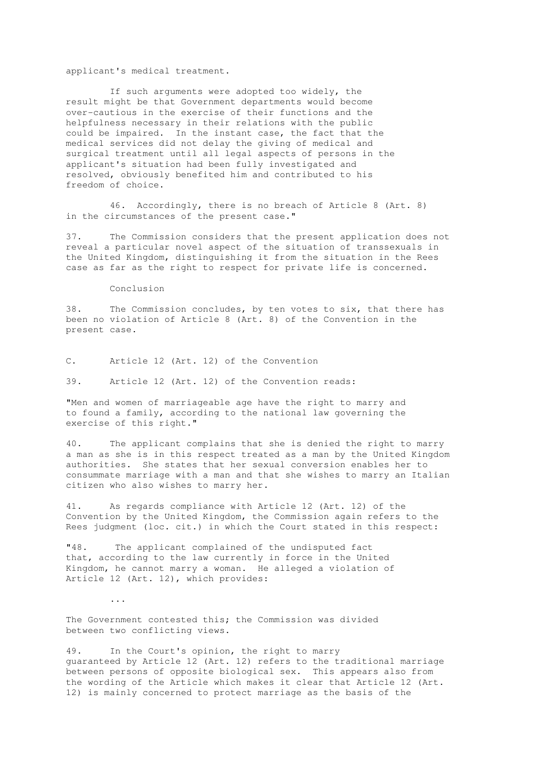applicant's medical treatment.

If such arguments were adopted too widely, the result might be that Government departments would become over-cautious in the exercise of their functions and the helpfulness necessary in their relations with the public could be impaired. In the instant case, the fact that the medical services did not delay the giving of medical and surgical treatment until all legal aspects of persons in the applicant's situation had been fully investigated and resolved, obviously benefited him and contributed to his freedom of choice.

46. Accordingly, there is no breach of Article 8 (Art. 8) in the circumstances of the present case."

37. The Commission considers that the present application does not reveal a particular novel aspect of the situation of transsexuals in the United Kingdom, distinguishing it from the situation in the Rees case as far as the right to respect for private life is concerned.

Conclusion

38. The Commission concludes, by ten votes to six, that there has been no violation of Article 8 (Art. 8) of the Convention in the present case.

C. Article 12 (Art. 12) of the Convention

39. Article 12 (Art. 12) of the Convention reads:

"Men and women of marriageable age have the right to marry and to found a family, according to the national law governing the exercise of this right."

40. The applicant complains that she is denied the right to marry a man as she is in this respect treated as a man by the United Kingdom authorities. She states that her sexual conversion enables her to consummate marriage with a man and that she wishes to marry an Italian citizen who also wishes to marry her.

41. As regards compliance with Article 12 (Art. 12) of the Convention by the United Kingdom, the Commission again refers to the Rees judgment (loc. cit.) in which the Court stated in this respect:

"48. The applicant complained of the undisputed fact that, according to the law currently in force in the United Kingdom, he cannot marry a woman. He alleged a violation of Article 12 (Art. 12), which provides:

...

The Government contested this; the Commission was divided between two conflicting views.

49. In the Court's opinion, the right to marry guaranteed by Article 12 (Art. 12) refers to the traditional marriage between persons of opposite biological sex. This appears also from the wording of the Article which makes it clear that Article 12 (Art. 12) is mainly concerned to protect marriage as the basis of the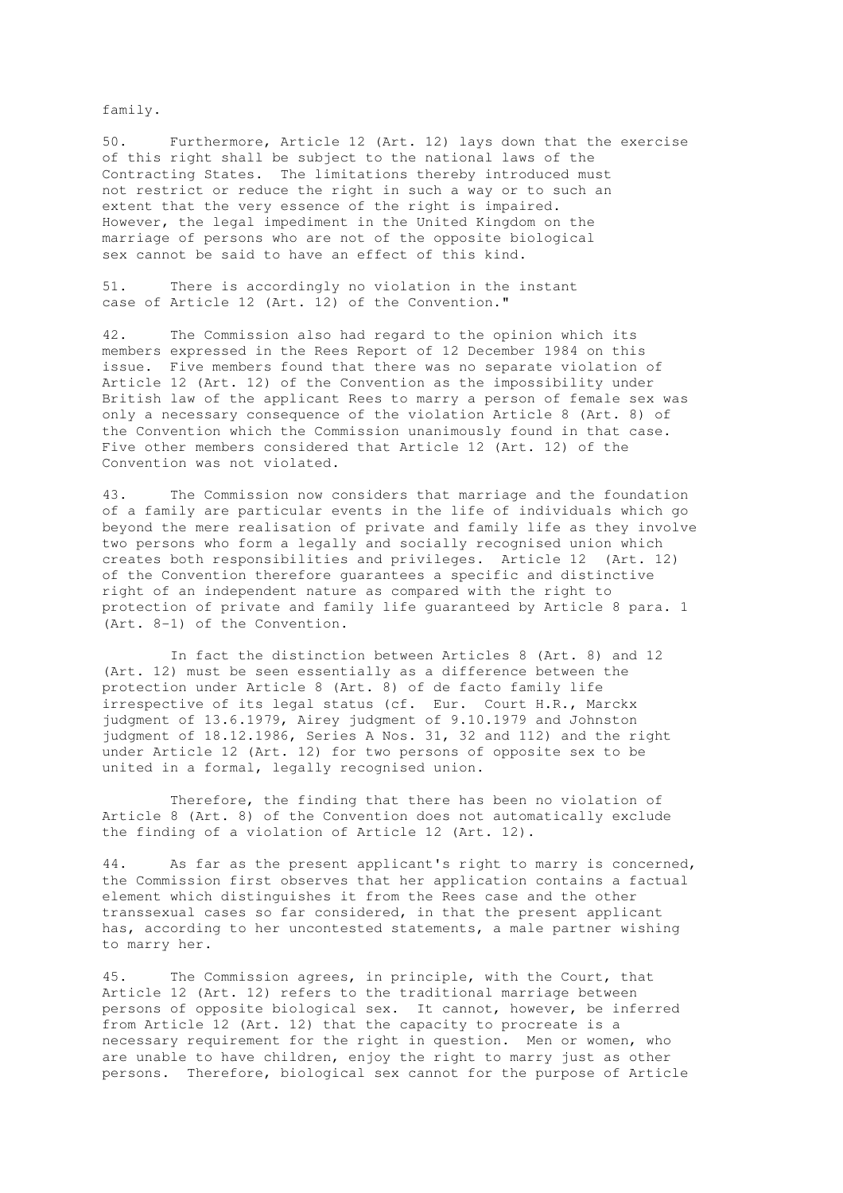family.

50. Furthermore, Article 12 (Art. 12) lays down that the exercise of this right shall be subject to the national laws of the Contracting States. The limitations thereby introduced must not restrict or reduce the right in such a way or to such an extent that the very essence of the right is impaired. However, the legal impediment in the United Kingdom on the marriage of persons who are not of the opposite biological sex cannot be said to have an effect of this kind.

51. There is accordingly no violation in the instant case of Article 12 (Art. 12) of the Convention."

42. The Commission also had regard to the opinion which its members expressed in the Rees Report of 12 December 1984 on this issue. Five members found that there was no separate violation of Article 12 (Art. 12) of the Convention as the impossibility under British law of the applicant Rees to marry a person of female sex was only a necessary consequence of the violation Article 8 (Art. 8) of the Convention which the Commission unanimously found in that case. Five other members considered that Article 12 (Art. 12) of the Convention was not violated.

43. The Commission now considers that marriage and the foundation of a family are particular events in the life of individuals which go beyond the mere realisation of private and family life as they involve two persons who form a legally and socially recognised union which creates both responsibilities and privileges. Article 12 (Art. 12) of the Convention therefore guarantees a specific and distinctive right of an independent nature as compared with the right to protection of private and family life guaranteed by Article 8 para. 1 (Art. 8-1) of the Convention.

In fact the distinction between Articles 8 (Art. 8) and 12 (Art. 12) must be seen essentially as a difference between the protection under Article 8 (Art. 8) of de facto family life irrespective of its legal status (cf. Eur. Court H.R., Marckx judgment of 13.6.1979, Airey judgment of 9.10.1979 and Johnston judgment of 18.12.1986, Series A Nos. 31, 32 and 112) and the right under Article 12 (Art. 12) for two persons of opposite sex to be united in a formal, legally recognised union.

Therefore, the finding that there has been no violation of Article 8 (Art. 8) of the Convention does not automatically exclude the finding of a violation of Article 12 (Art. 12).

44. As far as the present applicant's right to marry is concerned, the Commission first observes that her application contains a factual element which distinguishes it from the Rees case and the other transsexual cases so far considered, in that the present applicant has, according to her uncontested statements, a male partner wishing to marry her.

45. The Commission agrees, in principle, with the Court, that Article 12 (Art. 12) refers to the traditional marriage between persons of opposite biological sex. It cannot, however, be inferred from Article 12 (Art. 12) that the capacity to procreate is a necessary requirement for the right in question. Men or women, who are unable to have children, enjoy the right to marry just as other persons. Therefore, biological sex cannot for the purpose of Article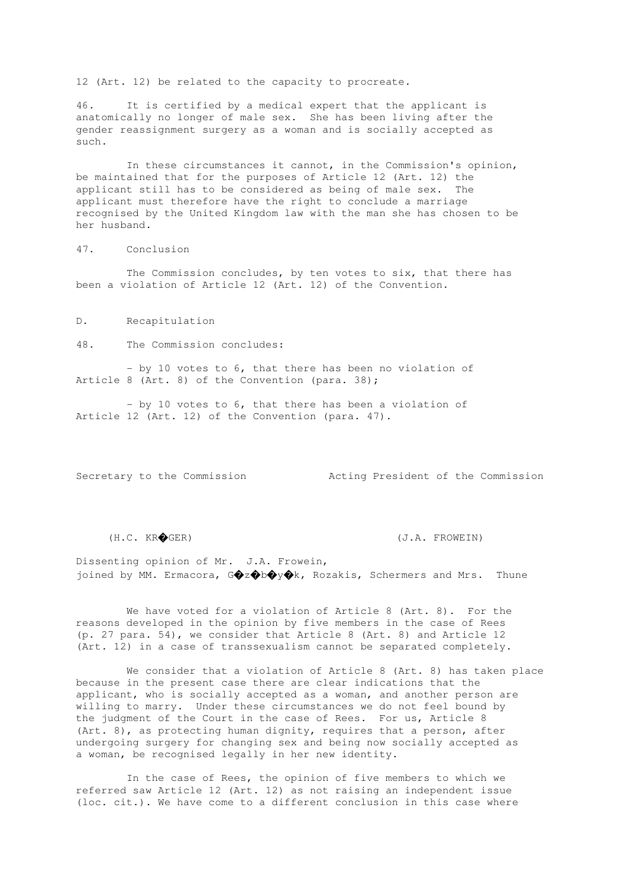12 (Art. 12) be related to the capacity to procreate.

46. It is certified by a medical expert that the applicant is anatomically no longer of male sex. She has been living after the gender reassignment surgery as a woman and is socially accepted as such.

In these circumstances it cannot, in the Commission's opinion, be maintained that for the purposes of Article 12 (Art. 12) the applicant still has to be considered as being of male sex. The applicant must therefore have the right to conclude a marriage recognised by the United Kingdom law with the man she has chosen to be her husband.

47. Conclusion

The Commission concludes, by ten votes to six, that there has been a violation of Article 12 (Art. 12) of the Convention.

D. Recapitulation

48. The Commission concludes:

- by 10 votes to 6, that there has been no violation of Article 8 (Art. 8) of the Convention (para. 38);

- by 10 votes to 6, that there has been a violation of Article 12 (Art. 12) of the Convention (para. 47).

Secretary to the Commission — Acting President of the Commission

(H.C. KR�GER) — (J.A. FROWEIN)

Dissenting opinion of Mr. J.A. Frowein, joined by MM. Ermacora, G�z�b�y�k, Rozakis, Schermers and Mrs. Thune

We have voted for a violation of Article 8 (Art. 8). For the reasons developed in the opinion by five members in the case of Rees (p. 27 para. 54), we consider that Article 8 (Art. 8) and Article 12 (Art. 12) in a case of transsexualism cannot be separated completely.

We consider that a violation of Article 8 (Art. 8) has taken place because in the present case there are clear indications that the applicant, who is socially accepted as a woman, and another person are willing to marry. Under these circumstances we do not feel bound by the judgment of the Court in the case of Rees. For us, Article 8 (Art. 8), as protecting human dignity, requires that a person, after undergoing surgery for changing sex and being now socially accepted as a woman, be recognised legally in her new identity.

In the case of Rees, the opinion of five members to which we referred saw Article 12 (Art. 12) as not raising an independent issue (loc. cit.). We have come to a different conclusion in this case where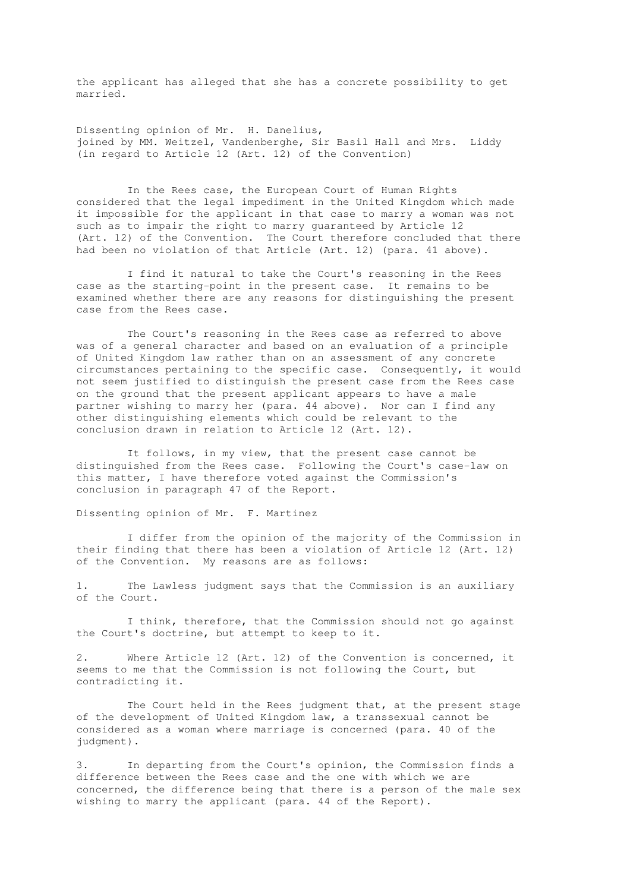the applicant has alleged that she has a concrete possibility to get married.

## Dissenting opinion of Mr. H. Danelius, joined by MM. Weitzel, Vandenberghe, Sir Basil Hall and Mrs. Liddy (in regard to Article 12 (Art. 12) of the Convention)

In the Rees case, the European Court of Human Rights considered that the legal impediment in the United Kingdom which made it impossible for the applicant in that case to marry a woman was not such as to impair the right to marry guaranteed by Article 12 (Art. 12) of the Convention. The Court therefore concluded that there had been no violation of that Article (Art. 12) (para. 41 above).

I find it natural to take the Court's reasoning in the Rees case as the starting-point in the present case. It remains to be examined whether there are any reasons for distinguishing the present case from the Rees case.

The Court's reasoning in the Rees case as referred to above was of a general character and based on an evaluation of a principle of United Kingdom law rather than on an assessment of any concrete circumstances pertaining to the specific case. Consequently, it would not seem justified to distinguish the present case from the Rees case on the ground that the present applicant appears to have a male partner wishing to marry her (para. 44 above). Nor can I find any other distinguishing elements which could be relevant to the conclusion drawn in relation to Article 12 (Art. 12).

It follows, in my view, that the present case cannot be distinguished from the Rees case. Following the Court's case-law on this matter, I have therefore voted against the Commission's conclusion in paragraph 47 of the Report.

## Dissenting opinion of Mr. F. Martinez

I differ from the opinion of the majority of the Commission in their finding that there has been a violation of Article 12 (Art. 12) of the Convention. My reasons are as follows:

1. The Lawless judgment says that the Commission is an auxiliary of the Court.

   I think, therefore, that the Commission should not go against the Court's doctrine, but attempt to keep to it.

2. Where Article 12 (Art. 12) of the Convention is concerned, it seems to me that the Commission is not following the Court, but contradicting it.

   The Court held in the Rees judgment that, at the present stage of the development of United Kingdom law, a transsexual cannot be considered as a woman where marriage is concerned (para. 40 of the judgment).

3. In departing from the Court's opinion, the Commission finds a difference between the Rees case and the one with which we are concerned, the difference being that there is a person of the male sex wishing to marry the applicant (para. 44 of the Report).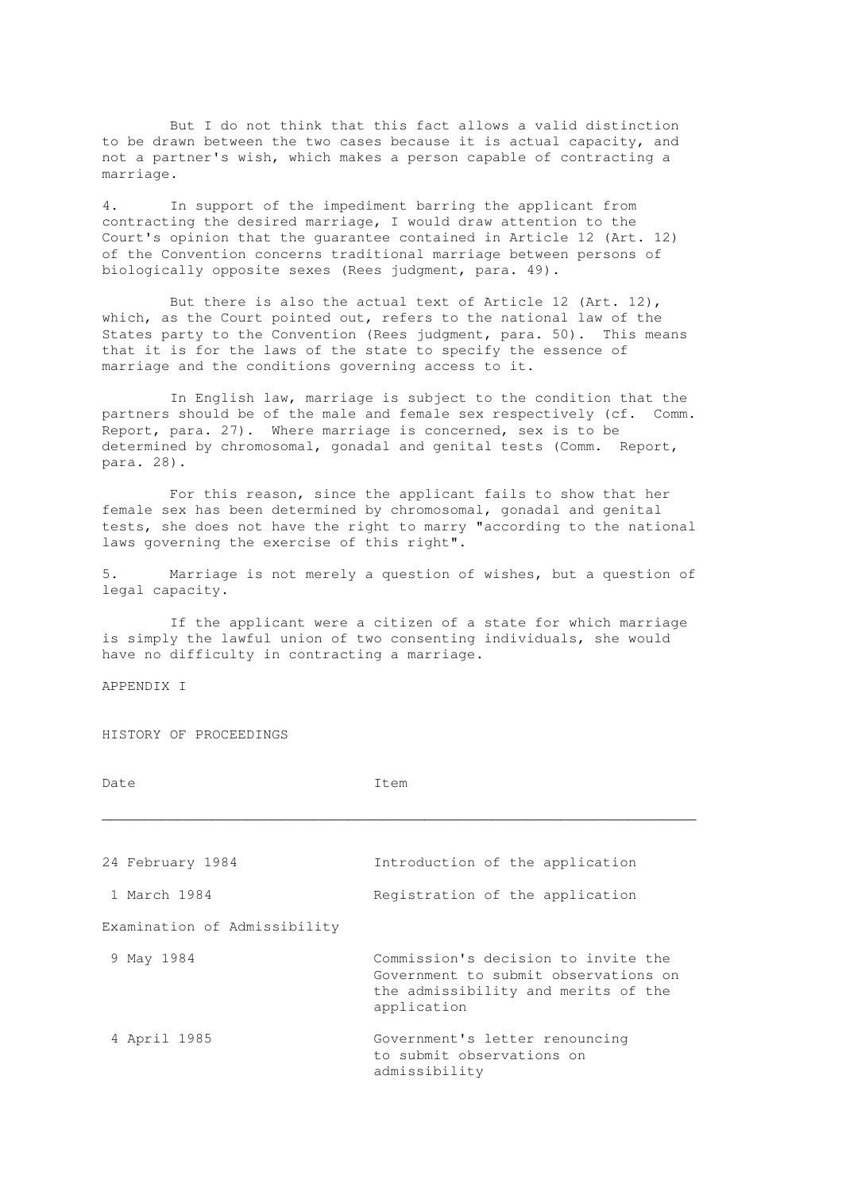But I do not think that this fact allows a valid distinction to be drawn between the two cases because it is actual capacity, and not a partner's wish, which makes a person capable of contracting a marriage.

4. In support of the impediment barring the applicant from contracting the desired marriage, I would draw attention to the Court's opinion that the guarantee contained in Article 12 (Art. 12) of the Convention concerns traditional marriage between persons of biologically opposite sexes (Rees judgment, para. 49).

But there is also the actual text of Article 12 (Art. 12), which, as the Court pointed out, refers to the national law of the States party to the Convention (Rees judgment, para. 50). This means that it is for the laws of the state to specify the essence of marriage and the conditions governing access to it.

In English law, marriage is subject to the condition that the partners should be of the male and female sex respectively (cf. Comm. Report, para. 27). Where marriage is concerned, sex is to be determined by chromosomal, gonadal and genital tests (Comm. Report, para. 28).

For this reason, since the applicant fails to show that her female sex has been determined by chromosomal, gonadal and genital tests, she does not have the right to marry "according to the national laws governing the exercise of this right".

5. Marriage is not merely a question of wishes, but a question of legal capacity.

If the applicant were a citizen of a state for which marriage is simply the lawful union of two consenting individuals, she would have no difficulty in contracting a marriage.

## APPENDIX I

### HISTORY OF PROCEEDINGS

| Date | Item |
|---|---|
| 24 February 1984 | Introduction of the application |
| 1 March 1984 | Registration of the application |
| Examination of Admissibility | |
| 9 May 1984 | Commission's decision to invite the Government to submit observations on the admissibility and merits of the application |
| 4 April 1985 | Government's letter renouncing to submit observations on admissibility |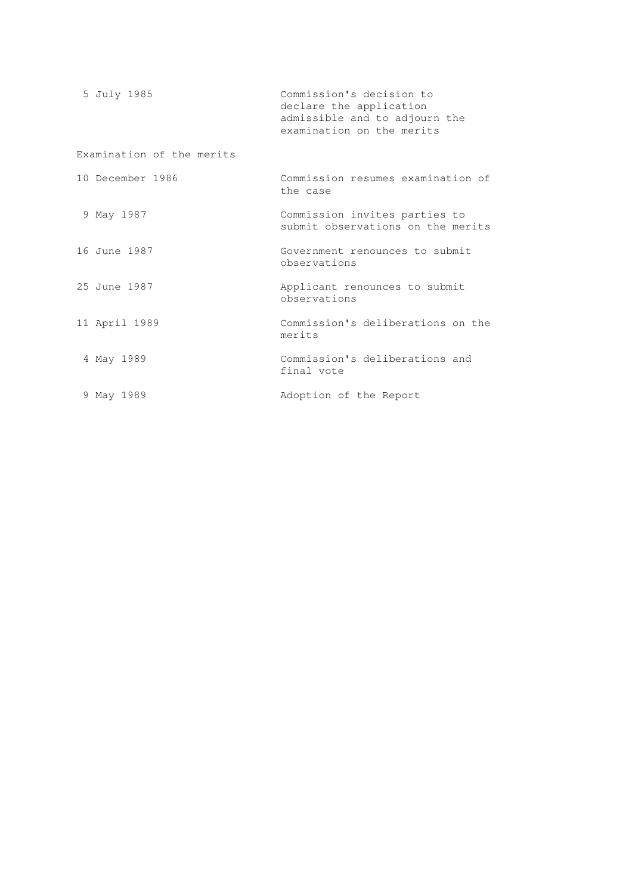| | |
|---|---|
| 5 July 1985 | Commission's decision to declare the application admissible and to adjourn the examination on the merits |

Examination of the merits

| | |
|---|---|
| 10 December 1986 | Commission resumes examination of the case |
| 9 May 1987 | Commission invites parties to submit observations on the merits |
| 16 June 1987 | Government renounces to submit observations |
| 25 June 1987 | Applicant renounces to submit observations |
| 11 April 1989 | Commission's deliberations on the merits |
| 4 May 1989 | Commission's deliberations and final vote |
| 9 May 1989 | Adoption of the Report |